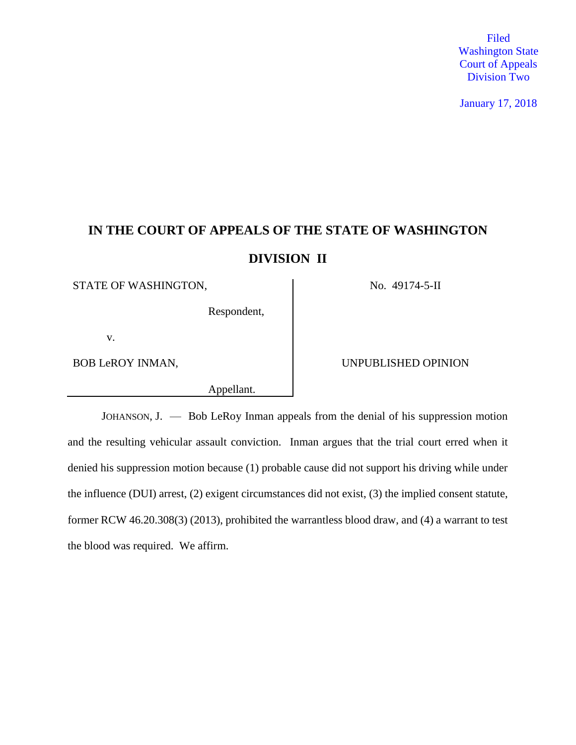Filed
Washington State
Court of Appeals
Division Two

January 17, 2018

# IN THE COURT OF APPEALS OF THE STATE OF WASHINGTON

## DIVISION II

| | |
|---|---|
| STATE OF WASHINGTON,<br><br>Respondent,<br><br>v.<br><br>BOB LeROY INMAN,<br><br>Appellant. | No. 49174-5-II<br><br><br><br>UNPUBLISHED OPINION |

JOHANSON, J. — Bob LeRoy Inman appeals from the denial of his suppression motion and the resulting vehicular assault conviction. Inman argues that the trial court erred when it denied his suppression motion because (1) probable cause did not support his driving while under the influence (DUI) arrest, (2) exigent circumstances did not exist, (3) the implied consent statute, former RCW 46.20.308(3) (2013), prohibited the warrantless blood draw, and (4) a warrant to test the blood was required. We affirm.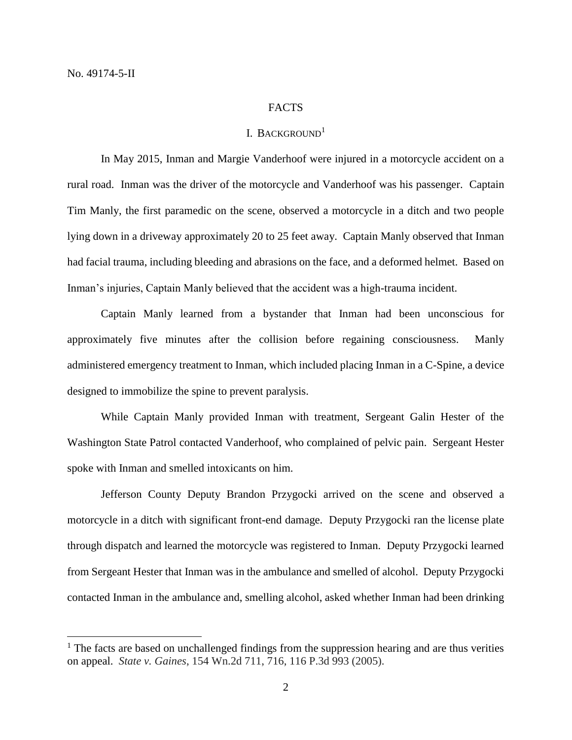## FACTS

### I. BACKGROUND[1]

In May 2015, Inman and Margie Vanderhoof were injured in a motorcycle accident on a rural road. Inman was the driver of the motorcycle and Vanderhoof was his passenger. Captain Tim Manly, the first paramedic on the scene, observed a motorcycle in a ditch and two people lying down in a driveway approximately 20 to 25 feet away. Captain Manly observed that Inman had facial trauma, including bleeding and abrasions on the face, and a deformed helmet. Based on Inman's injuries, Captain Manly believed that the accident was a high-trauma incident.

Captain Manly learned from a bystander that Inman had been unconscious for approximately five minutes after the collision before regaining consciousness. Manly administered emergency treatment to Inman, which included placing Inman in a C-Spine, a device designed to immobilize the spine to prevent paralysis.

While Captain Manly provided Inman with treatment, Sergeant Galin Hester of the Washington State Patrol contacted Vanderhoof, who complained of pelvic pain. Sergeant Hester spoke with Inman and smelled intoxicants on him.

Jefferson County Deputy Brandon Przygocki arrived on the scene and observed a motorcycle in a ditch with significant front-end damage. Deputy Przygocki ran the license plate through dispatch and learned the motorcycle was registered to Inman. Deputy Przygocki learned from Sergeant Hester that Inman was in the ambulance and smelled of alcohol. Deputy Przygocki contacted Inman in the ambulance and, smelling alcohol, asked whether Inman had been drinking

[1] The facts are based on unchallenged findings from the suppression hearing and are thus verities on appeal. *State v. Gaines*, 154 Wn.2d 711, 716, 116 P.3d 993 (2005).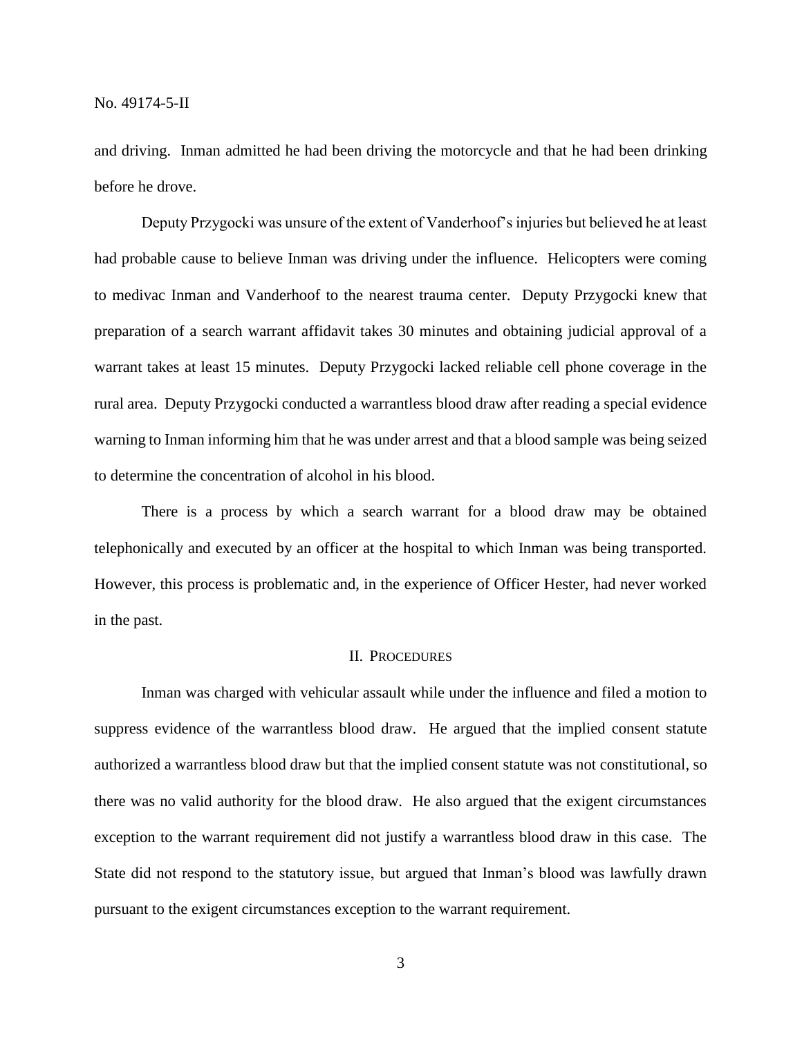and driving. Inman admitted he had been driving the motorcycle and that he had been drinking before he drove.

Deputy Przygocki was unsure of the extent of Vanderhoof's injuries but believed he at least had probable cause to believe Inman was driving under the influence. Helicopters were coming to medivac Inman and Vanderhoof to the nearest trauma center. Deputy Przygocki knew that preparation of a search warrant affidavit takes 30 minutes and obtaining judicial approval of a warrant takes at least 15 minutes. Deputy Przygocki lacked reliable cell phone coverage in the rural area. Deputy Przygocki conducted a warrantless blood draw after reading a special evidence warning to Inman informing him that he was under arrest and that a blood sample was being seized to determine the concentration of alcohol in his blood.

There is a process by which a search warrant for a blood draw may be obtained telephonically and executed by an officer at the hospital to which Inman was being transported. However, this process is problematic and, in the experience of Officer Hester, had never worked in the past.

## II. Procedures

Inman was charged with vehicular assault while under the influence and filed a motion to suppress evidence of the warrantless blood draw. He argued that the implied consent statute authorized a warrantless blood draw but that the implied consent statute was not constitutional, so there was no valid authority for the blood draw. He also argued that the exigent circumstances exception to the warrant requirement did not justify a warrantless blood draw in this case. The State did not respond to the statutory issue, but argued that Inman's blood was lawfully drawn pursuant to the exigent circumstances exception to the warrant requirement.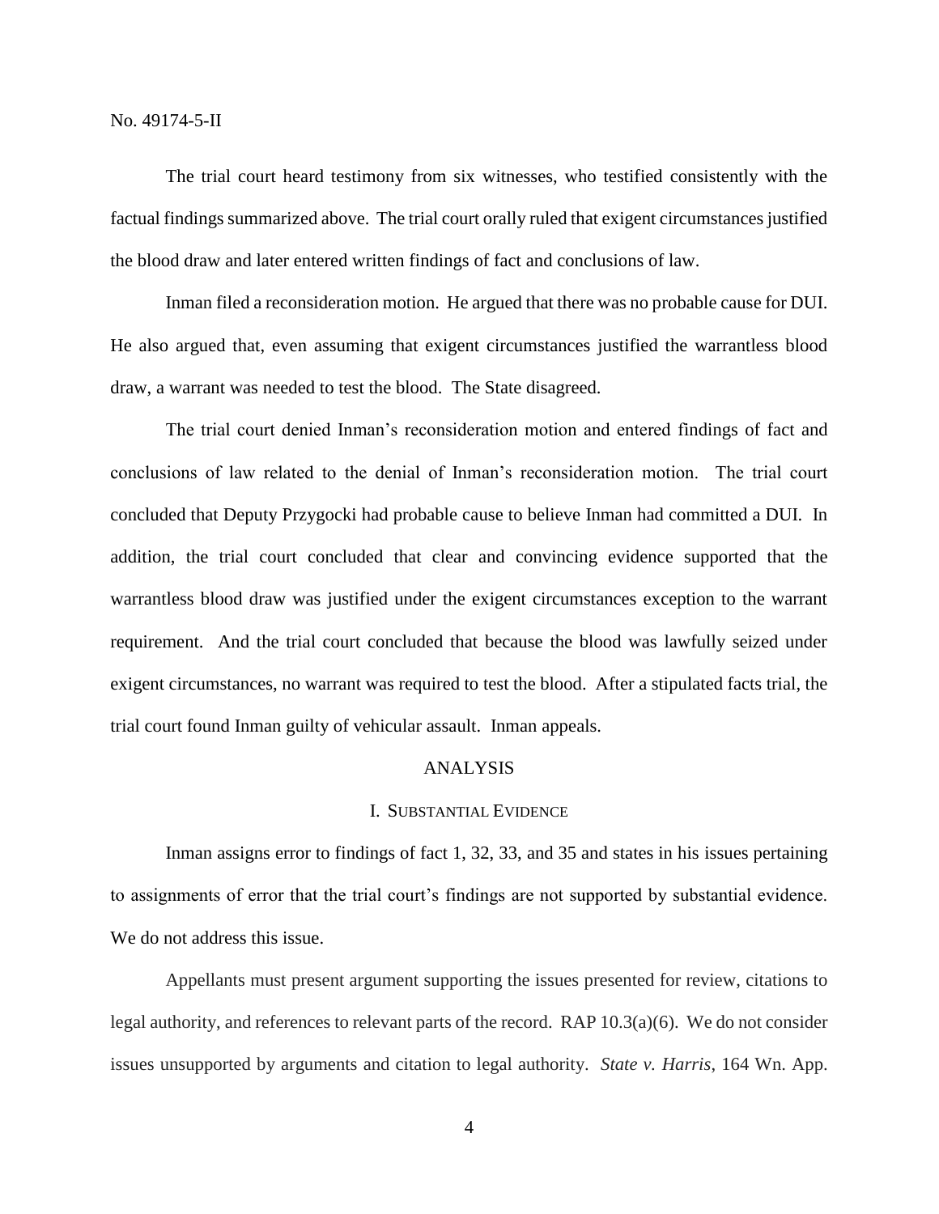The trial court heard testimony from six witnesses, who testified consistently with the factual findings summarized above. The trial court orally ruled that exigent circumstances justified the blood draw and later entered written findings of fact and conclusions of law.

Inman filed a reconsideration motion. He argued that there was no probable cause for DUI. He also argued that, even assuming that exigent circumstances justified the warrantless blood draw, a warrant was needed to test the blood. The State disagreed.

The trial court denied Inman's reconsideration motion and entered findings of fact and conclusions of law related to the denial of Inman's reconsideration motion. The trial court concluded that Deputy Przygocki had probable cause to believe Inman had committed a DUI. In addition, the trial court concluded that clear and convincing evidence supported that the warrantless blood draw was justified under the exigent circumstances exception to the warrant requirement. And the trial court concluded that because the blood was lawfully seized under exigent circumstances, no warrant was required to test the blood. After a stipulated facts trial, the trial court found Inman guilty of vehicular assault. Inman appeals.

## ANALYSIS

### I. SUBSTANTIAL EVIDENCE

Inman assigns error to findings of fact 1, 32, 33, and 35 and states in his issues pertaining to assignments of error that the trial court's findings are not supported by substantial evidence. We do not address this issue.

Appellants must present argument supporting the issues presented for review, citations to legal authority, and references to relevant parts of the record. RAP 10.3(a)(6). We do not consider issues unsupported by arguments and citation to legal authority. *State v. Harris*, 164 Wn. App.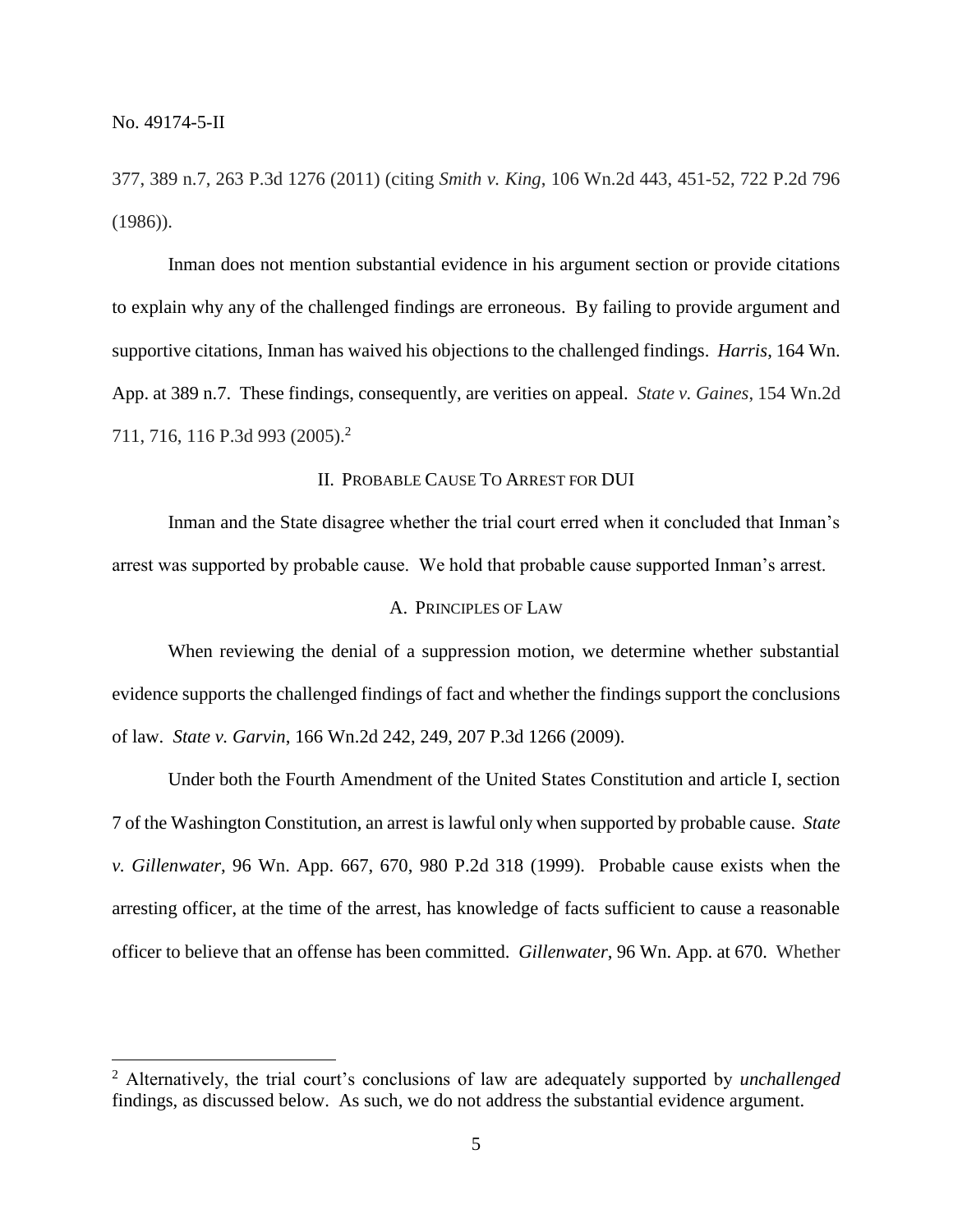377, 389 n.7, 263 P.3d 1276 (2011) (citing *Smith v. King*, 106 Wn.2d 443, 451-52, 722 P.2d 796 (1986)).

Inman does not mention substantial evidence in his argument section or provide citations to explain why any of the challenged findings are erroneous. By failing to provide argument and supportive citations, Inman has waived his objections to the challenged findings. *Harris*, 164 Wn. App. at 389 n.7. These findings, consequently, are verities on appeal. *State v. Gaines*, 154 Wn.2d 711, 716, 116 P.3d 993 (2005).[2]

## II. Probable Cause To Arrest for DUI

Inman and the State disagree whether the trial court erred when it concluded that Inman's arrest was supported by probable cause. We hold that probable cause supported Inman's arrest.

### A. Principles of Law

When reviewing the denial of a suppression motion, we determine whether substantial evidence supports the challenged findings of fact and whether the findings support the conclusions of law. *State v. Garvin*, 166 Wn.2d 242, 249, 207 P.3d 1266 (2009).

Under both the Fourth Amendment of the United States Constitution and article I, section 7 of the Washington Constitution, an arrest is lawful only when supported by probable cause. *State v. Gillenwater*, 96 Wn. App. 667, 670, 980 P.2d 318 (1999). Probable cause exists when the arresting officer, at the time of the arrest, has knowledge of facts sufficient to cause a reasonable officer to believe that an offense has been committed. *Gillenwater*, 96 Wn. App. at 670. Whether

[2] Alternatively, the trial court's conclusions of law are adequately supported by *unchallenged* findings, as discussed below. As such, we do not address the substantial evidence argument.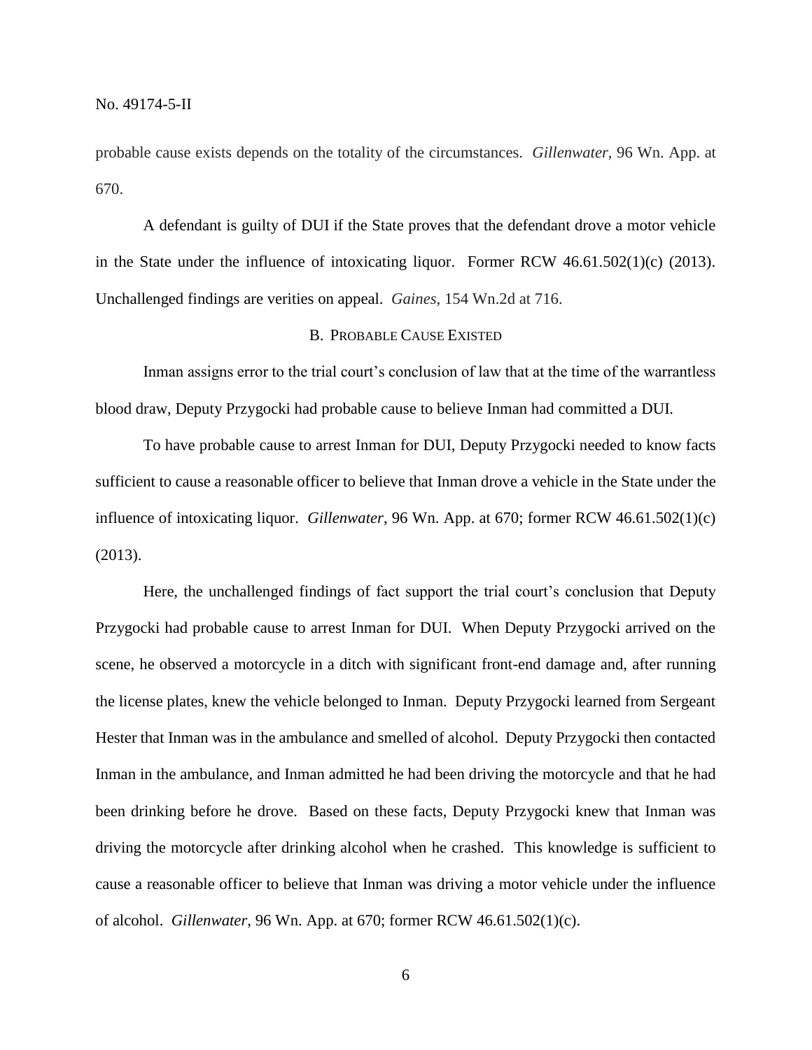probable cause exists depends on the totality of the circumstances. *Gillenwater*, 96 Wn. App. at 670.

A defendant is guilty of DUI if the State proves that the defendant drove a motor vehicle in the State under the influence of intoxicating liquor. Former RCW 46.61.502(1)(c) (2013). Unchallenged findings are verities on appeal. *Gaines*, 154 Wn.2d at 716.

### B. Probable Cause Existed

Inman assigns error to the trial court's conclusion of law that at the time of the warrantless blood draw, Deputy Przygocki had probable cause to believe Inman had committed a DUI.

To have probable cause to arrest Inman for DUI, Deputy Przygocki needed to know facts sufficient to cause a reasonable officer to believe that Inman drove a vehicle in the State under the influence of intoxicating liquor. *Gillenwater*, 96 Wn. App. at 670; former RCW 46.61.502(1)(c) (2013).

Here, the unchallenged findings of fact support the trial court's conclusion that Deputy Przygocki had probable cause to arrest Inman for DUI. When Deputy Przygocki arrived on the scene, he observed a motorcycle in a ditch with significant front-end damage and, after running the license plates, knew the vehicle belonged to Inman. Deputy Przygocki learned from Sergeant Hester that Inman was in the ambulance and smelled of alcohol. Deputy Przygocki then contacted Inman in the ambulance, and Inman admitted he had been driving the motorcycle and that he had been drinking before he drove. Based on these facts, Deputy Przygocki knew that Inman was driving the motorcycle after drinking alcohol when he crashed. This knowledge is sufficient to cause a reasonable officer to believe that Inman was driving a motor vehicle under the influence of alcohol. *Gillenwater*, 96 Wn. App. at 670; former RCW 46.61.502(1)(c).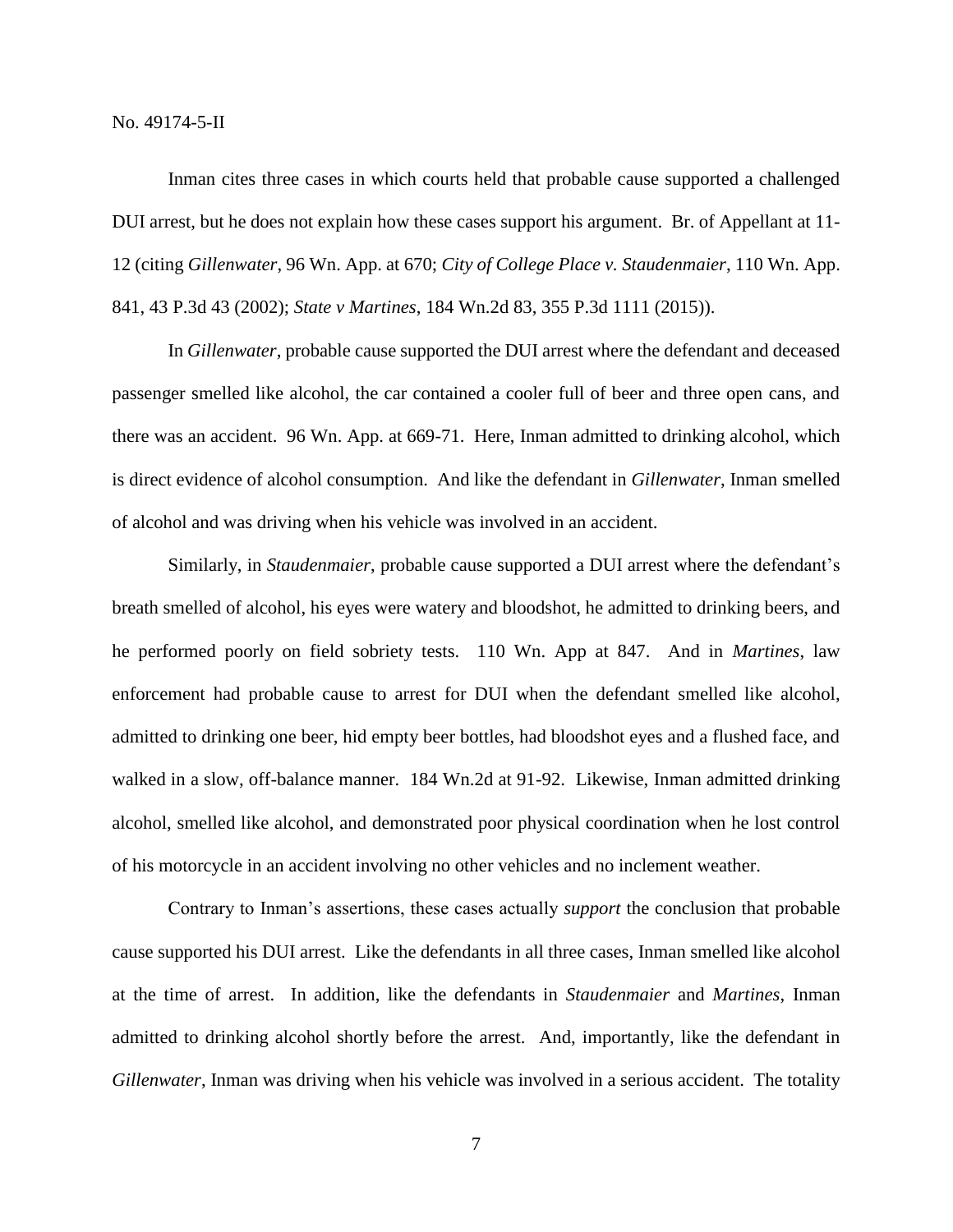Inman cites three cases in which courts held that probable cause supported a challenged DUI arrest, but he does not explain how these cases support his argument. Br. of Appellant at 11-12 (citing *Gillenwater*, 96 Wn. App. at 670; *City of College Place v. Staudenmaier*, 110 Wn. App. 841, 43 P.3d 43 (2002); *State v Martines*, 184 Wn.2d 83, 355 P.3d 1111 (2015)).

In *Gillenwater*, probable cause supported the DUI arrest where the defendant and deceased passenger smelled like alcohol, the car contained a cooler full of beer and three open cans, and there was an accident. 96 Wn. App. at 669-71. Here, Inman admitted to drinking alcohol, which is direct evidence of alcohol consumption. And like the defendant in *Gillenwater*, Inman smelled of alcohol and was driving when his vehicle was involved in an accident.

Similarly, in *Staudenmaier*, probable cause supported a DUI arrest where the defendant's breath smelled of alcohol, his eyes were watery and bloodshot, he admitted to drinking beers, and he performed poorly on field sobriety tests. 110 Wn. App at 847. And in *Martines*, law enforcement had probable cause to arrest for DUI when the defendant smelled like alcohol, admitted to drinking one beer, hid empty beer bottles, had bloodshot eyes and a flushed face, and walked in a slow, off-balance manner. 184 Wn.2d at 91-92. Likewise, Inman admitted drinking alcohol, smelled like alcohol, and demonstrated poor physical coordination when he lost control of his motorcycle in an accident involving no other vehicles and no inclement weather.

Contrary to Inman's assertions, these cases actually *support* the conclusion that probable cause supported his DUI arrest. Like the defendants in all three cases, Inman smelled like alcohol at the time of arrest. In addition, like the defendants in *Staudenmaier* and *Martines*, Inman admitted to drinking alcohol shortly before the arrest. And, importantly, like the defendant in *Gillenwater*, Inman was driving when his vehicle was involved in a serious accident. The totality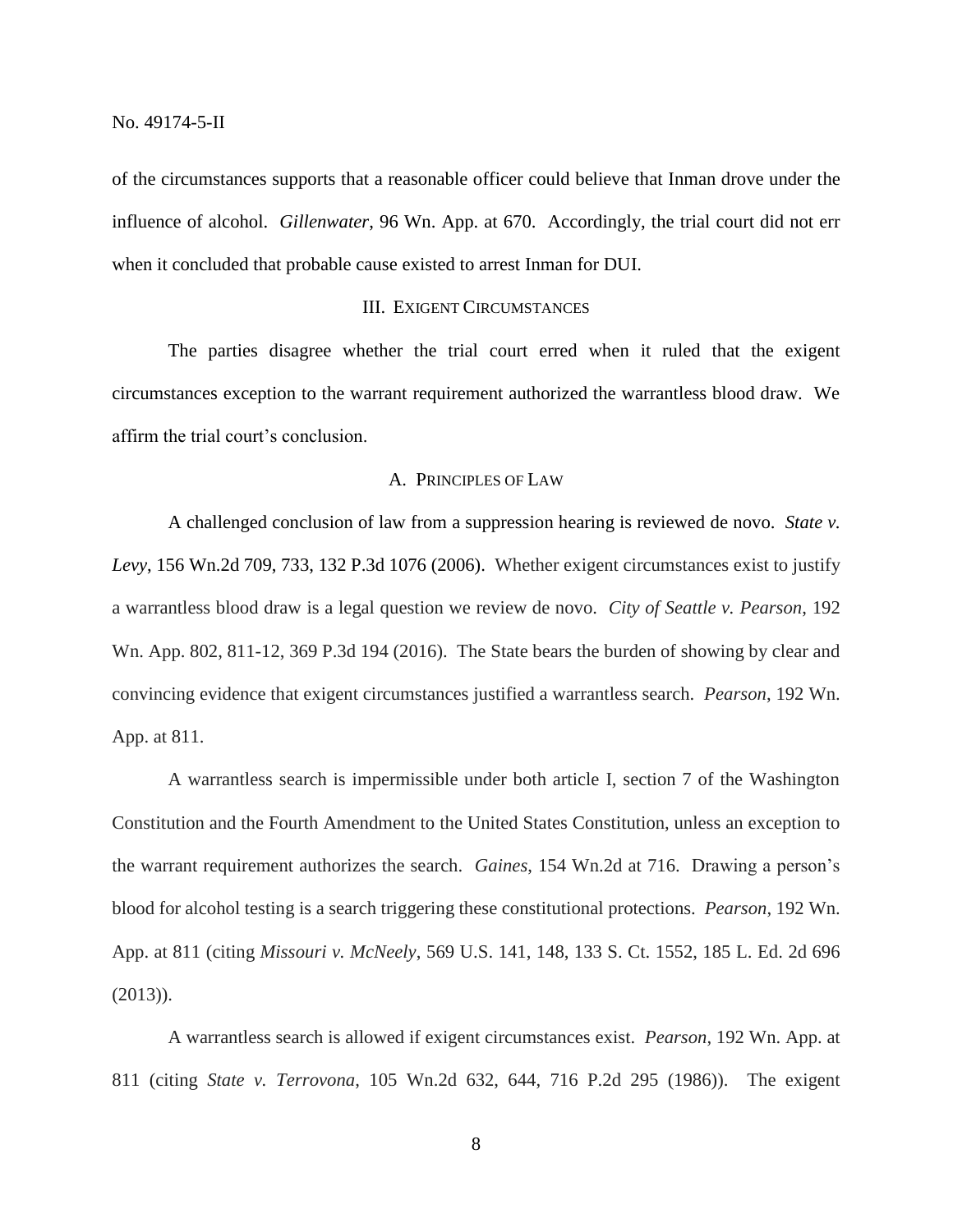of the circumstances supports that a reasonable officer could believe that Inman drove under the influence of alcohol. *Gillenwater*, 96 Wn. App. at 670. Accordingly, the trial court did not err when it concluded that probable cause existed to arrest Inman for DUI.

## III. Exigent Circumstances

The parties disagree whether the trial court erred when it ruled that the exigent circumstances exception to the warrant requirement authorized the warrantless blood draw. We affirm the trial court's conclusion.

### A. Principles of Law

A challenged conclusion of law from a suppression hearing is reviewed de novo. *State v. Levy*, 156 Wn.2d 709, 733, 132 P.3d 1076 (2006). Whether exigent circumstances exist to justify a warrantless blood draw is a legal question we review de novo. *City of Seattle v. Pearson*, 192 Wn. App. 802, 811-12, 369 P.3d 194 (2016). The State bears the burden of showing by clear and convincing evidence that exigent circumstances justified a warrantless search. *Pearson*, 192 Wn. App. at 811.

A warrantless search is impermissible under both article I, section 7 of the Washington Constitution and the Fourth Amendment to the United States Constitution, unless an exception to the warrant requirement authorizes the search. *Gaines*, 154 Wn.2d at 716. Drawing a person's blood for alcohol testing is a search triggering these constitutional protections. *Pearson*, 192 Wn. App. at 811 (citing *Missouri v. McNeely*, 569 U.S. 141, 148, 133 S. Ct. 1552, 185 L. Ed. 2d 696 (2013)).

A warrantless search is allowed if exigent circumstances exist. *Pearson*, 192 Wn. App. at 811 (citing *State v. Terrovona*, 105 Wn.2d 632, 644, 716 P.2d 295 (1986)). The exigent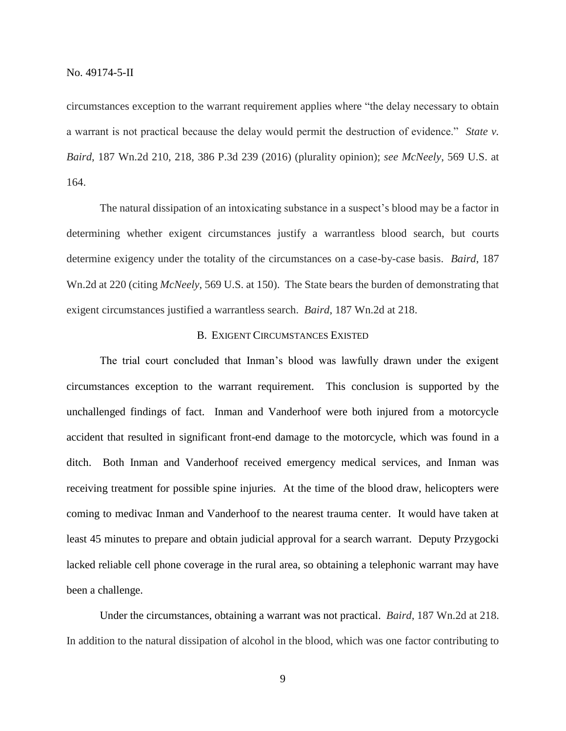circumstances exception to the warrant requirement applies where "the delay necessary to obtain a warrant is not practical because the delay would permit the destruction of evidence." *State v. Baird*, 187 Wn.2d 210, 218, 386 P.3d 239 (2016) (plurality opinion); *see McNeely*, 569 U.S. at 164.

The natural dissipation of an intoxicating substance in a suspect's blood may be a factor in determining whether exigent circumstances justify a warrantless blood search, but courts determine exigency under the totality of the circumstances on a case-by-case basis. *Baird*, 187 Wn.2d at 220 (citing *McNeely*, 569 U.S. at 150). The State bears the burden of demonstrating that exigent circumstances justified a warrantless search. *Baird*, 187 Wn.2d at 218.

### B. Exigent Circumstances Existed

The trial court concluded that Inman's blood was lawfully drawn under the exigent circumstances exception to the warrant requirement. This conclusion is supported by the unchallenged findings of fact. Inman and Vanderhoof were both injured from a motorcycle accident that resulted in significant front-end damage to the motorcycle, which was found in a ditch. Both Inman and Vanderhoof received emergency medical services, and Inman was receiving treatment for possible spine injuries. At the time of the blood draw, helicopters were coming to medivac Inman and Vanderhoof to the nearest trauma center. It would have taken at least 45 minutes to prepare and obtain judicial approval for a search warrant. Deputy Przygocki lacked reliable cell phone coverage in the rural area, so obtaining a telephonic warrant may have been a challenge.

Under the circumstances, obtaining a warrant was not practical. *Baird*, 187 Wn.2d at 218. In addition to the natural dissipation of alcohol in the blood, which was one factor contributing to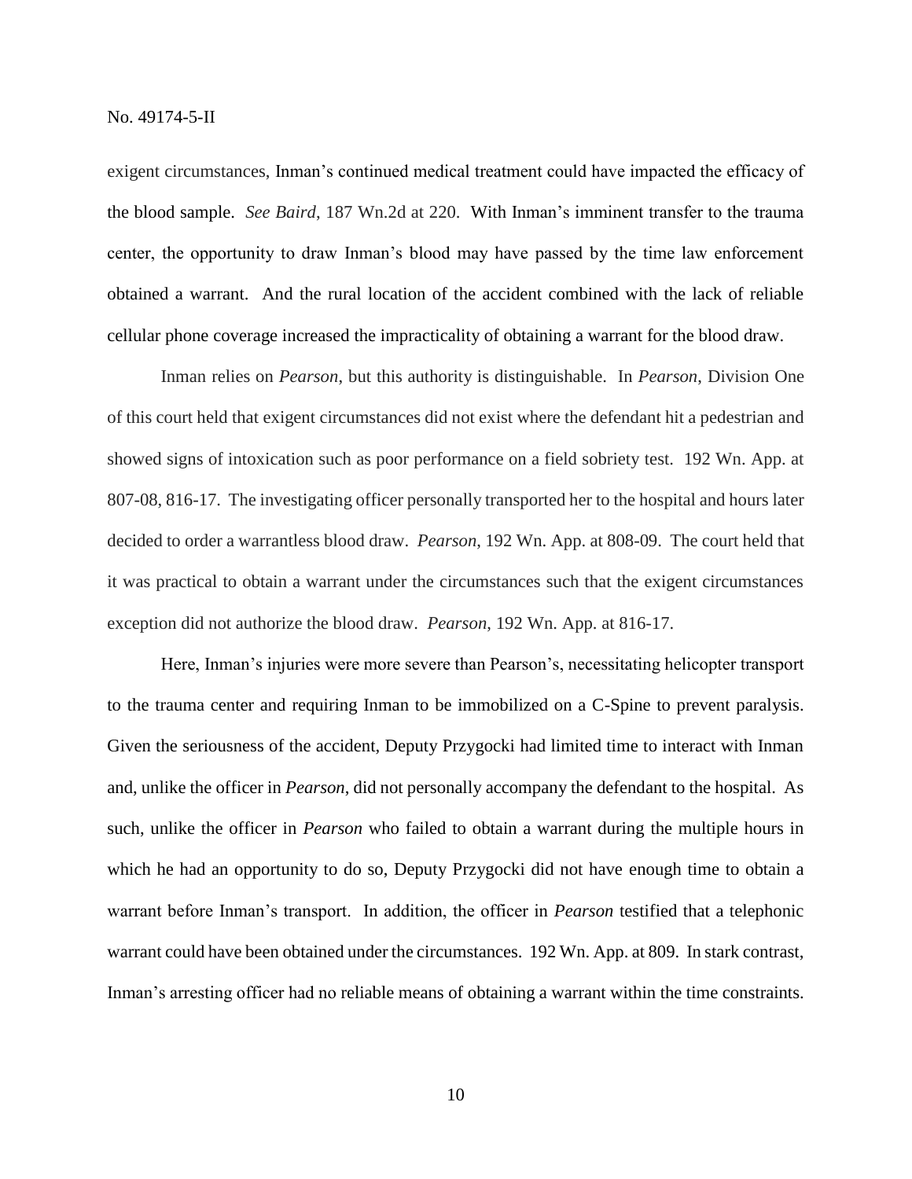exigent circumstances, Inman's continued medical treatment could have impacted the efficacy of the blood sample. *See Baird*, 187 Wn.2d at 220. With Inman's imminent transfer to the trauma center, the opportunity to draw Inman's blood may have passed by the time law enforcement obtained a warrant. And the rural location of the accident combined with the lack of reliable cellular phone coverage increased the impracticality of obtaining a warrant for the blood draw.

Inman relies on *Pearson*, but this authority is distinguishable. In *Pearson*, Division One of this court held that exigent circumstances did not exist where the defendant hit a pedestrian and showed signs of intoxication such as poor performance on a field sobriety test. 192 Wn. App. at 807-08, 816-17. The investigating officer personally transported her to the hospital and hours later decided to order a warrantless blood draw. *Pearson*, 192 Wn. App. at 808-09. The court held that it was practical to obtain a warrant under the circumstances such that the exigent circumstances exception did not authorize the blood draw. *Pearson*, 192 Wn. App. at 816-17.

Here, Inman's injuries were more severe than Pearson's, necessitating helicopter transport to the trauma center and requiring Inman to be immobilized on a C-Spine to prevent paralysis. Given the seriousness of the accident, Deputy Przygocki had limited time to interact with Inman and, unlike the officer in *Pearson*, did not personally accompany the defendant to the hospital. As such, unlike the officer in *Pearson* who failed to obtain a warrant during the multiple hours in which he had an opportunity to do so, Deputy Przygocki did not have enough time to obtain a warrant before Inman's transport. In addition, the officer in *Pearson* testified that a telephonic warrant could have been obtained under the circumstances. 192 Wn. App. at 809. In stark contrast, Inman's arresting officer had no reliable means of obtaining a warrant within the time constraints.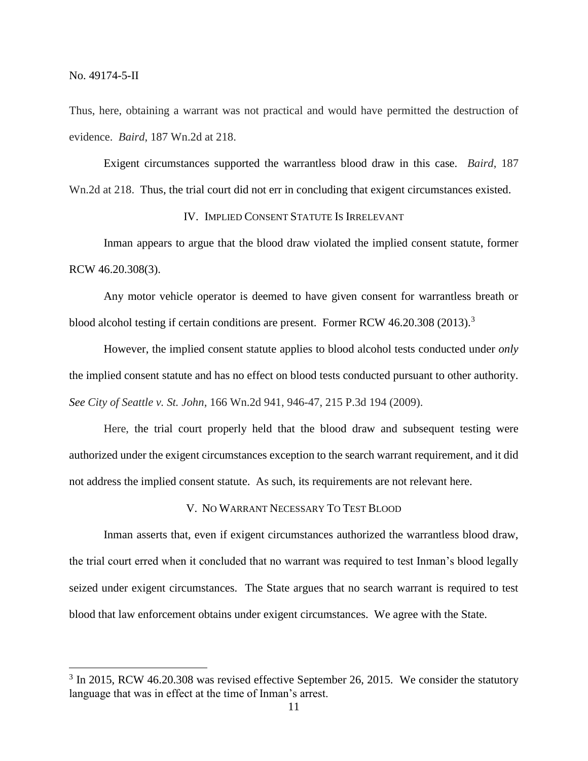Thus, here, obtaining a warrant was not practical and would have permitted the destruction of evidence. *Baird*, 187 Wn.2d at 218.

Exigent circumstances supported the warrantless blood draw in this case. *Baird*, 187 Wn.2d at 218. Thus, the trial court did not err in concluding that exigent circumstances existed.

## IV. Implied Consent Statute Is Irrelevant

Inman appears to argue that the blood draw violated the implied consent statute, former RCW 46.20.308(3).

Any motor vehicle operator is deemed to have given consent for warrantless breath or blood alcohol testing if certain conditions are present. Former RCW 46.20.308 (2013).[3]

However, the implied consent statute applies to blood alcohol tests conducted under *only* the implied consent statute and has no effect on blood tests conducted pursuant to other authority. *See City of Seattle v. St. John*, 166 Wn.2d 941, 946-47, 215 P.3d 194 (2009).

Here, the trial court properly held that the blood draw and subsequent testing were authorized under the exigent circumstances exception to the search warrant requirement, and it did not address the implied consent statute. As such, its requirements are not relevant here.

## V. No Warrant Necessary To Test Blood

Inman asserts that, even if exigent circumstances authorized the warrantless blood draw, the trial court erred when it concluded that no warrant was required to test Inman's blood legally seized under exigent circumstances. The State argues that no search warrant is required to test blood that law enforcement obtains under exigent circumstances. We agree with the State.

---

[3] In 2015, RCW 46.20.308 was revised effective September 26, 2015. We consider the statutory language that was in effect at the time of Inman's arrest.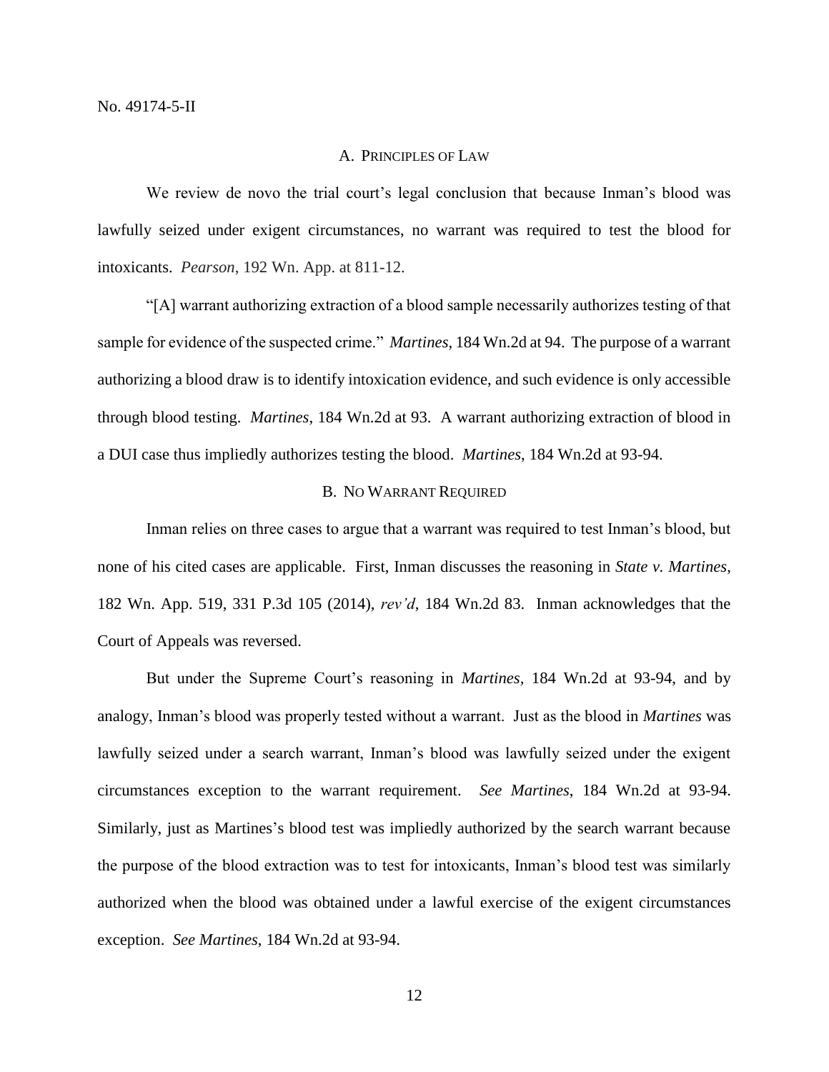### A. Principles of Law

We review de novo the trial court's legal conclusion that because Inman's blood was lawfully seized under exigent circumstances, no warrant was required to test the blood for intoxicants. *Pearson*, 192 Wn. App. at 811-12.

"[A] warrant authorizing extraction of a blood sample necessarily authorizes testing of that sample for evidence of the suspected crime." *Martines*, 184 Wn.2d at 94. The purpose of a warrant authorizing a blood draw is to identify intoxication evidence, and such evidence is only accessible through blood testing. *Martines*, 184 Wn.2d at 93. A warrant authorizing extraction of blood in a DUI case thus impliedly authorizes testing the blood. *Martines*, 184 Wn.2d at 93-94.

### B. No Warrant Required

Inman relies on three cases to argue that a warrant was required to test Inman's blood, but none of his cited cases are applicable. First, Inman discusses the reasoning in *State v. Martines*, 182 Wn. App. 519, 331 P.3d 105 (2014), *rev'd*, 184 Wn.2d 83. Inman acknowledges that the Court of Appeals was reversed.

But under the Supreme Court's reasoning in *Martines*, 184 Wn.2d at 93-94, and by analogy, Inman's blood was properly tested without a warrant. Just as the blood in *Martines* was lawfully seized under a search warrant, Inman's blood was lawfully seized under the exigent circumstances exception to the warrant requirement. *See Martines*, 184 Wn.2d at 93-94. Similarly, just as Martines's blood test was impliedly authorized by the search warrant because the purpose of the blood extraction was to test for intoxicants, Inman's blood test was similarly authorized when the blood was obtained under a lawful exercise of the exigent circumstances exception. *See Martines*, 184 Wn.2d at 93-94.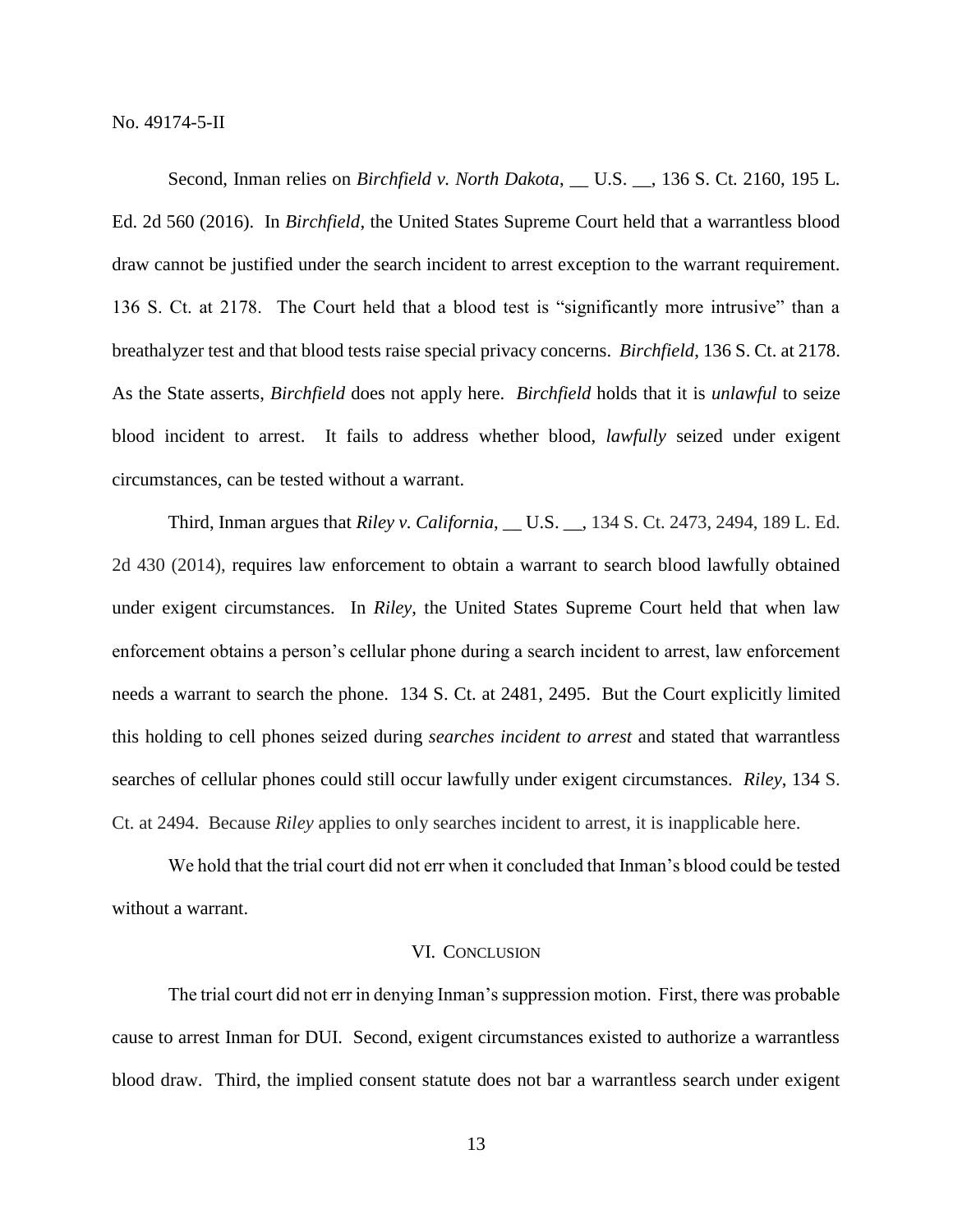Second, Inman relies on *Birchfield v. North Dakota*, __ U.S. __, 136 S. Ct. 2160, 195 L. Ed. 2d 560 (2016). In *Birchfield*, the United States Supreme Court held that a warrantless blood draw cannot be justified under the search incident to arrest exception to the warrant requirement. 136 S. Ct. at 2178. The Court held that a blood test is "significantly more intrusive" than a breathalyzer test and that blood tests raise special privacy concerns. *Birchfield*, 136 S. Ct. at 2178. As the State asserts, *Birchfield* does not apply here. *Birchfield* holds that it is *unlawful* to seize blood incident to arrest. It fails to address whether blood, *lawfully* seized under exigent circumstances, can be tested without a warrant.

Third, Inman argues that *Riley v. California*, __ U.S. __, 134 S. Ct. 2473, 2494, 189 L. Ed. 2d 430 (2014), requires law enforcement to obtain a warrant to search blood lawfully obtained under exigent circumstances. In *Riley*, the United States Supreme Court held that when law enforcement obtains a person's cellular phone during a search incident to arrest, law enforcement needs a warrant to search the phone. 134 S. Ct. at 2481, 2495. But the Court explicitly limited this holding to cell phones seized during *searches incident to arrest* and stated that warrantless searches of cellular phones could still occur lawfully under exigent circumstances. *Riley*, 134 S. Ct. at 2494. Because *Riley* applies to only searches incident to arrest, it is inapplicable here.

We hold that the trial court did not err when it concluded that Inman's blood could be tested without a warrant.

## VI. Conclusion

The trial court did not err in denying Inman's suppression motion. First, there was probable cause to arrest Inman for DUI. Second, exigent circumstances existed to authorize a warrantless blood draw. Third, the implied consent statute does not bar a warrantless search under exigent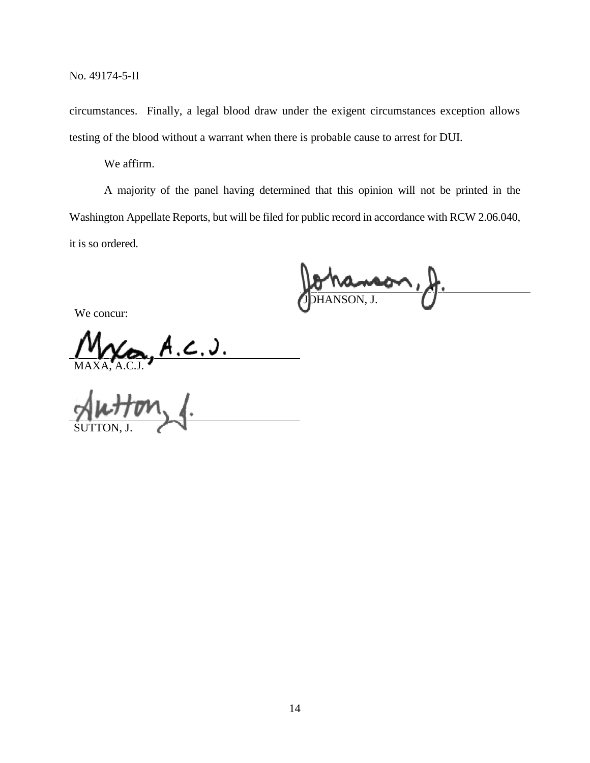circumstances. Finally, a legal blood draw under the exigent circumstances exception allows testing of the blood without a warrant when there is probable cause to arrest for DUI.

We affirm.

A majority of the panel having determined that this opinion will not be printed in the Washington Appellate Reports, but will be filed for public record in accordance with RCW 2.06.040, it is so ordered.

JOHANSON, J.

We concur:

MAXA, A.C.J.

SUTTON, J.